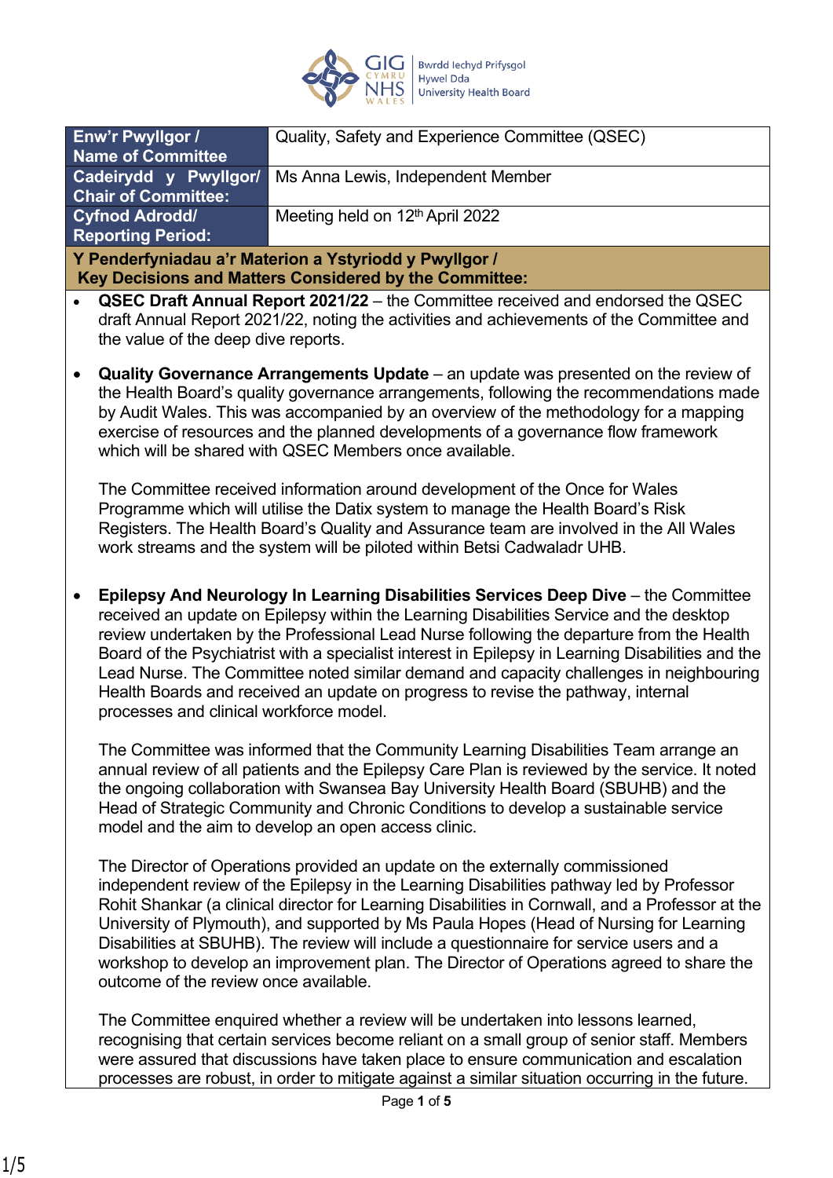| Enw'r Pwyllgor / Name of Committee | Quality, Safety and Experience Committee (QSEC) |
|---|---|
| Cadeirydd y Pwyllgor/ Chair of Committee: | Ms Anna Lewis, Independent Member |
| Cyfnod Adrodd/ Reporting Period: | Meeting held on 12th April 2022 |

**Y Penderfyniadau a'r Materion a Ystyriodd y Pwyllgor / Key Decisions and Matters Considered by the Committee:**

- **QSEC Draft Annual Report 2021/22** – the Committee received and endorsed the QSEC draft Annual Report 2021/22, noting the activities and achievements of the Committee and the value of the deep dive reports.

- **Quality Governance Arrangements Update** – an update was presented on the review of the Health Board's quality governance arrangements, following the recommendations made by Audit Wales. This was accompanied by an overview of the methodology for a mapping exercise of resources and the planned developments of a governance flow framework which will be shared with QSEC Members once available.

  The Committee received information around development of the Once for Wales Programme which will utilise the Datix system to manage the Health Board's Risk Registers. The Health Board's Quality and Assurance team are involved in the All Wales work streams and the system will be piloted within Betsi Cadwaladr UHB.

- **Epilepsy And Neurology In Learning Disabilities Services Deep Dive** – the Committee received an update on Epilepsy within the Learning Disabilities Service and the desktop review undertaken by the Professional Lead Nurse following the departure from the Health Board of the Psychiatrist with a specialist interest in Epilepsy in Learning Disabilities and the Lead Nurse. The Committee noted similar demand and capacity challenges in neighbouring Health Boards and received an update on progress to revise the pathway, internal processes and clinical workforce model.

  The Committee was informed that the Community Learning Disabilities Team arrange an annual review of all patients and the Epilepsy Care Plan is reviewed by the service. It noted the ongoing collaboration with Swansea Bay University Health Board (SBUHB) and the Head of Strategic Community and Chronic Conditions to develop a sustainable service model and the aim to develop an open access clinic.

  The Director of Operations provided an update on the externally commissioned independent review of the Epilepsy in the Learning Disabilities pathway led by Professor Rohit Shankar (a clinical director for Learning Disabilities in Cornwall, and a Professor at the University of Plymouth), and supported by Ms Paula Hopes (Head of Nursing for Learning Disabilities at SBUHB). The review will include a questionnaire for service users and a workshop to develop an improvement plan. The Director of Operations agreed to share the outcome of the review once available.

  The Committee enquired whether a review will be undertaken into lessons learned, recognising that certain services become reliant on a small group of senior staff. Members were assured that discussions have taken place to ensure communication and escalation processes are robust, in order to mitigate against a similar situation occurring in the future.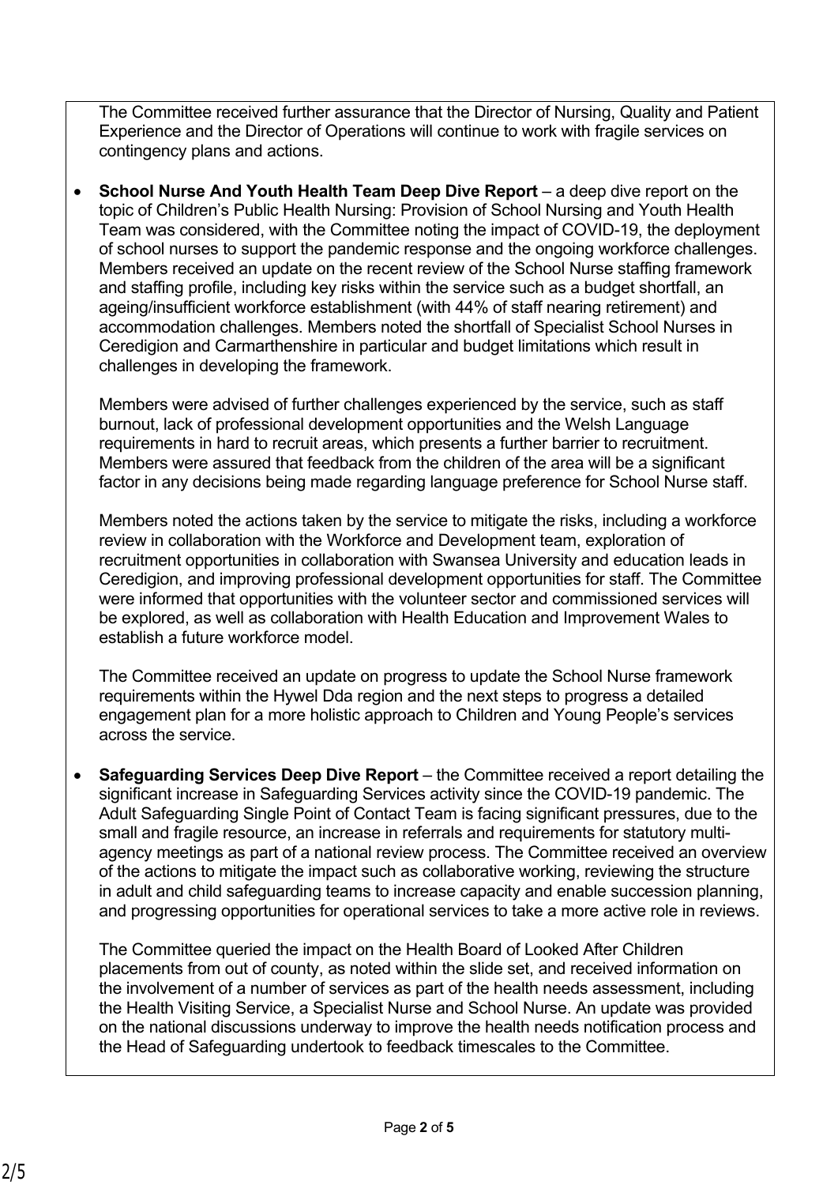The Committee received further assurance that the Director of Nursing, Quality and Patient Experience and the Director of Operations will continue to work with fragile services on contingency plans and actions.

- **School Nurse And Youth Health Team Deep Dive Report** – a deep dive report on the topic of Children's Public Health Nursing: Provision of School Nursing and Youth Health Team was considered, with the Committee noting the impact of COVID-19, the deployment of school nurses to support the pandemic response and the ongoing workforce challenges. Members received an update on the recent review of the School Nurse staffing framework and staffing profile, including key risks within the service such as a budget shortfall, an ageing/insufficient workforce establishment (with 44% of staff nearing retirement) and accommodation challenges. Members noted the shortfall of Specialist School Nurses in Ceredigion and Carmarthenshire in particular and budget limitations which result in challenges in developing the framework.

  Members were advised of further challenges experienced by the service, such as staff burnout, lack of professional development opportunities and the Welsh Language requirements in hard to recruit areas, which presents a further barrier to recruitment. Members were assured that feedback from the children of the area will be a significant factor in any decisions being made regarding language preference for School Nurse staff.

  Members noted the actions taken by the service to mitigate the risks, including a workforce review in collaboration with the Workforce and Development team, exploration of recruitment opportunities in collaboration with Swansea University and education leads in Ceredigion, and improving professional development opportunities for staff. The Committee were informed that opportunities with the volunteer sector and commissioned services will be explored, as well as collaboration with Health Education and Improvement Wales to establish a future workforce model.

  The Committee received an update on progress to update the School Nurse framework requirements within the Hywel Dda region and the next steps to progress a detailed engagement plan for a more holistic approach to Children and Young People's services across the service.

- **Safeguarding Services Deep Dive Report** – the Committee received a report detailing the significant increase in Safeguarding Services activity since the COVID-19 pandemic. The Adult Safeguarding Single Point of Contact Team is facing significant pressures, due to the small and fragile resource, an increase in referrals and requirements for statutory multi-agency meetings as part of a national review process. The Committee received an overview of the actions to mitigate the impact such as collaborative working, reviewing the structure in adult and child safeguarding teams to increase capacity and enable succession planning, and progressing opportunities for operational services to take a more active role in reviews.

  The Committee queried the impact on the Health Board of Looked After Children placements from out of county, as noted within the slide set, and received information on the involvement of a number of services as part of the health needs assessment, including the Health Visiting Service, a Specialist Nurse and School Nurse. An update was provided on the national discussions underway to improve the health needs notification process and the Head of Safeguarding undertook to feedback timescales to the Committee.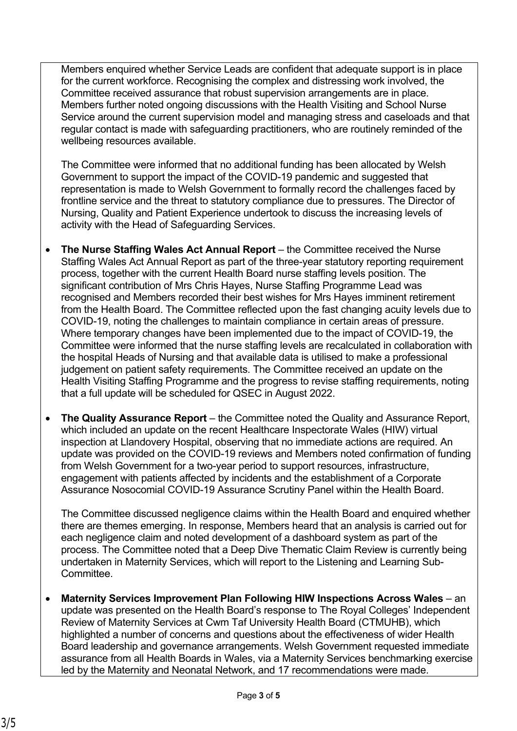Members enquired whether Service Leads are confident that adequate support is in place for the current workforce. Recognising the complex and distressing work involved, the Committee received assurance that robust supervision arrangements are in place. Members further noted ongoing discussions with the Health Visiting and School Nurse Service around the current supervision model and managing stress and caseloads and that regular contact is made with safeguarding practitioners, who are routinely reminded of the wellbeing resources available.

The Committee were informed that no additional funding has been allocated by Welsh Government to support the impact of the COVID-19 pandemic and suggested that representation is made to Welsh Government to formally record the challenges faced by frontline service and the threat to statutory compliance due to pressures. The Director of Nursing, Quality and Patient Experience undertook to discuss the increasing levels of activity with the Head of Safeguarding Services.

- **The Nurse Staffing Wales Act Annual Report** – the Committee received the Nurse Staffing Wales Act Annual Report as part of the three-year statutory reporting requirement process, together with the current Health Board nurse staffing levels position. The significant contribution of Mrs Chris Hayes, Nurse Staffing Programme Lead was recognised and Members recorded their best wishes for Mrs Hayes imminent retirement from the Health Board. The Committee reflected upon the fast changing acuity levels due to COVID-19, noting the challenges to maintain compliance in certain areas of pressure. Where temporary changes have been implemented due to the impact of COVID-19, the Committee were informed that the nurse staffing levels are recalculated in collaboration with the hospital Heads of Nursing and that available data is utilised to make a professional judgement on patient safety requirements. The Committee received an update on the Health Visiting Staffing Programme and the progress to revise staffing requirements, noting that a full update will be scheduled for QSEC in August 2022.

- **The Quality Assurance Report** – the Committee noted the Quality and Assurance Report, which included an update on the recent Healthcare Inspectorate Wales (HIW) virtual inspection at Llandovery Hospital, observing that no immediate actions are required. An update was provided on the COVID-19 reviews and Members noted confirmation of funding from Welsh Government for a two-year period to support resources, infrastructure, engagement with patients affected by incidents and the establishment of a Corporate Assurance Nosocomial COVID-19 Assurance Scrutiny Panel within the Health Board.

  The Committee discussed negligence claims within the Health Board and enquired whether there are themes emerging. In response, Members heard that an analysis is carried out for each negligence claim and noted development of a dashboard system as part of the process. The Committee noted that a Deep Dive Thematic Claim Review is currently being undertaken in Maternity Services, which will report to the Listening and Learning Sub-Committee.

- **Maternity Services Improvement Plan Following HIW Inspections Across Wales** – an update was presented on the Health Board's response to The Royal Colleges' Independent Review of Maternity Services at Cwm Taf University Health Board (CTMUHB), which highlighted a number of concerns and questions about the effectiveness of wider Health Board leadership and governance arrangements. Welsh Government requested immediate assurance from all Health Boards in Wales, via a Maternity Services benchmarking exercise led by the Maternity and Neonatal Network, and 17 recommendations were made.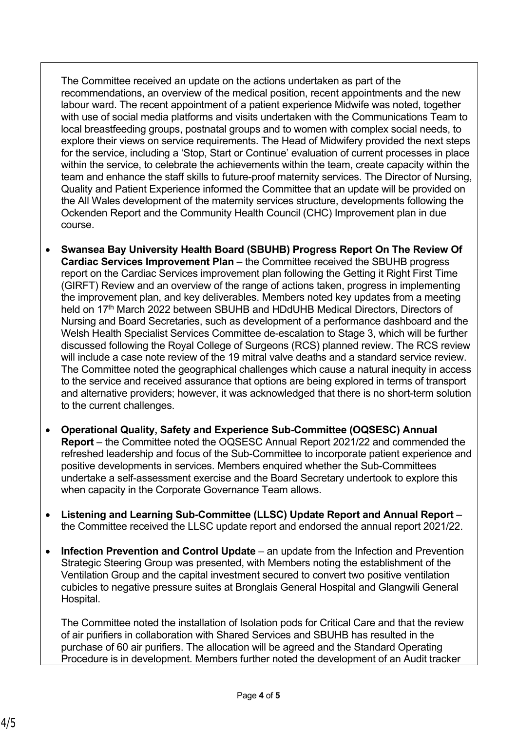The Committee received an update on the actions undertaken as part of the recommendations, an overview of the medical position, recent appointments and the new labour ward. The recent appointment of a patient experience Midwife was noted, together with use of social media platforms and visits undertaken with the Communications Team to local breastfeeding groups, postnatal groups and to women with complex social needs, to explore their views on service requirements. The Head of Midwifery provided the next steps for the service, including a 'Stop, Start or Continue' evaluation of current processes in place within the service, to celebrate the achievements within the team, create capacity within the team and enhance the staff skills to future-proof maternity services. The Director of Nursing, Quality and Patient Experience informed the Committee that an update will be provided on the All Wales development of the maternity services structure, developments following the Ockenden Report and the Community Health Council (CHC) Improvement plan in due course.

- **Swansea Bay University Health Board (SBUHB) Progress Report On The Review Of Cardiac Services Improvement Plan** – the Committee received the SBUHB progress report on the Cardiac Services improvement plan following the Getting it Right First Time (GIRFT) Review and an overview of the range of actions taken, progress in implementing the improvement plan, and key deliverables. Members noted key updates from a meeting held on 17th March 2022 between SBUHB and HDdUHB Medical Directors, Directors of Nursing and Board Secretaries, such as development of a performance dashboard and the Welsh Health Specialist Services Committee de-escalation to Stage 3, which will be further discussed following the Royal College of Surgeons (RCS) planned review. The RCS review will include a case note review of the 19 mitral valve deaths and a standard service review. The Committee noted the geographical challenges which cause a natural inequity in access to the service and received assurance that options are being explored in terms of transport and alternative providers; however, it was acknowledged that there is no short-term solution to the current challenges.

- **Operational Quality, Safety and Experience Sub-Committee (OQSESC) Annual Report** – the Committee noted the OQSESC Annual Report 2021/22 and commended the refreshed leadership and focus of the Sub-Committee to incorporate patient experience and positive developments in services. Members enquired whether the Sub-Committees undertake a self-assessment exercise and the Board Secretary undertook to explore this when capacity in the Corporate Governance Team allows.

- **Listening and Learning Sub-Committee (LLSC) Update Report and Annual Report** – the Committee received the LLSC update report and endorsed the annual report 2021/22.

- **Infection Prevention and Control Update** – an update from the Infection and Prevention Strategic Steering Group was presented, with Members noting the establishment of the Ventilation Group and the capital investment secured to convert two positive ventilation cubicles to negative pressure suites at Bronglais General Hospital and Glangwili General Hospital.

  The Committee noted the installation of Isolation pods for Critical Care and that the review of air purifiers in collaboration with Shared Services and SBUHB has resulted in the purchase of 60 air purifiers. The allocation will be agreed and the Standard Operating Procedure is in development. Members further noted the development of an Audit tracker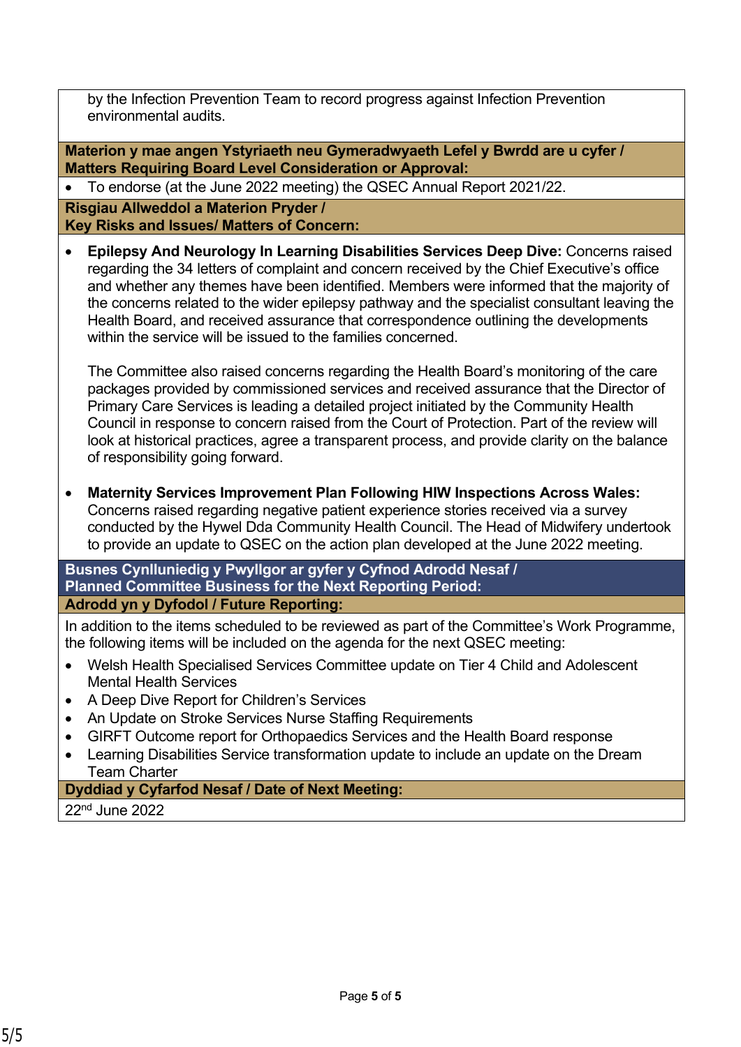by the Infection Prevention Team to record progress against Infection Prevention environmental audits.

**Materion y mae angen Ystyriaeth neu Gymeradwyaeth Lefel y Bwrdd are u cyfer / Matters Requiring Board Level Consideration or Approval:**

- To endorse (at the June 2022 meeting) the QSEC Annual Report 2021/22.

**Risgiau Allweddol a Materion Pryder / Key Risks and Issues/ Matters of Concern:**

- **Epilepsy And Neurology In Learning Disabilities Services Deep Dive:** Concerns raised regarding the 34 letters of complaint and concern received by the Chief Executive's office and whether any themes have been identified. Members were informed that the majority of the concerns related to the wider epilepsy pathway and the specialist consultant leaving the Health Board, and received assurance that correspondence outlining the developments within the service will be issued to the families concerned.

  The Committee also raised concerns regarding the Health Board's monitoring of the care packages provided by commissioned services and received assurance that the Director of Primary Care Services is leading a detailed project initiated by the Community Health Council in response to concern raised from the Court of Protection. Part of the review will look at historical practices, agree a transparent process, and provide clarity on the balance of responsibility going forward.

- **Maternity Services Improvement Plan Following HIW Inspections Across Wales:** Concerns raised regarding negative patient experience stories received via a survey conducted by the Hywel Dda Community Health Council. The Head of Midwifery undertook to provide an update to QSEC on the action plan developed at the June 2022 meeting.

**Busnes Cynlluniedig y Pwyllgor ar gyfer y Cyfnod Adrodd Nesaf / Planned Committee Business for the Next Reporting Period:**

**Adrodd yn y Dyfodol / Future Reporting:**

In addition to the items scheduled to be reviewed as part of the Committee's Work Programme, the following items will be included on the agenda for the next QSEC meeting:

- Welsh Health Specialised Services Committee update on Tier 4 Child and Adolescent Mental Health Services
- A Deep Dive Report for Children's Services
- An Update on Stroke Services Nurse Staffing Requirements
- GIRFT Outcome report for Orthopaedics Services and the Health Board response
- Learning Disabilities Service transformation update to include an update on the Dream Team Charter

**Dyddiad y Cyfarfod Nesaf / Date of Next Meeting:**

22nd June 2022